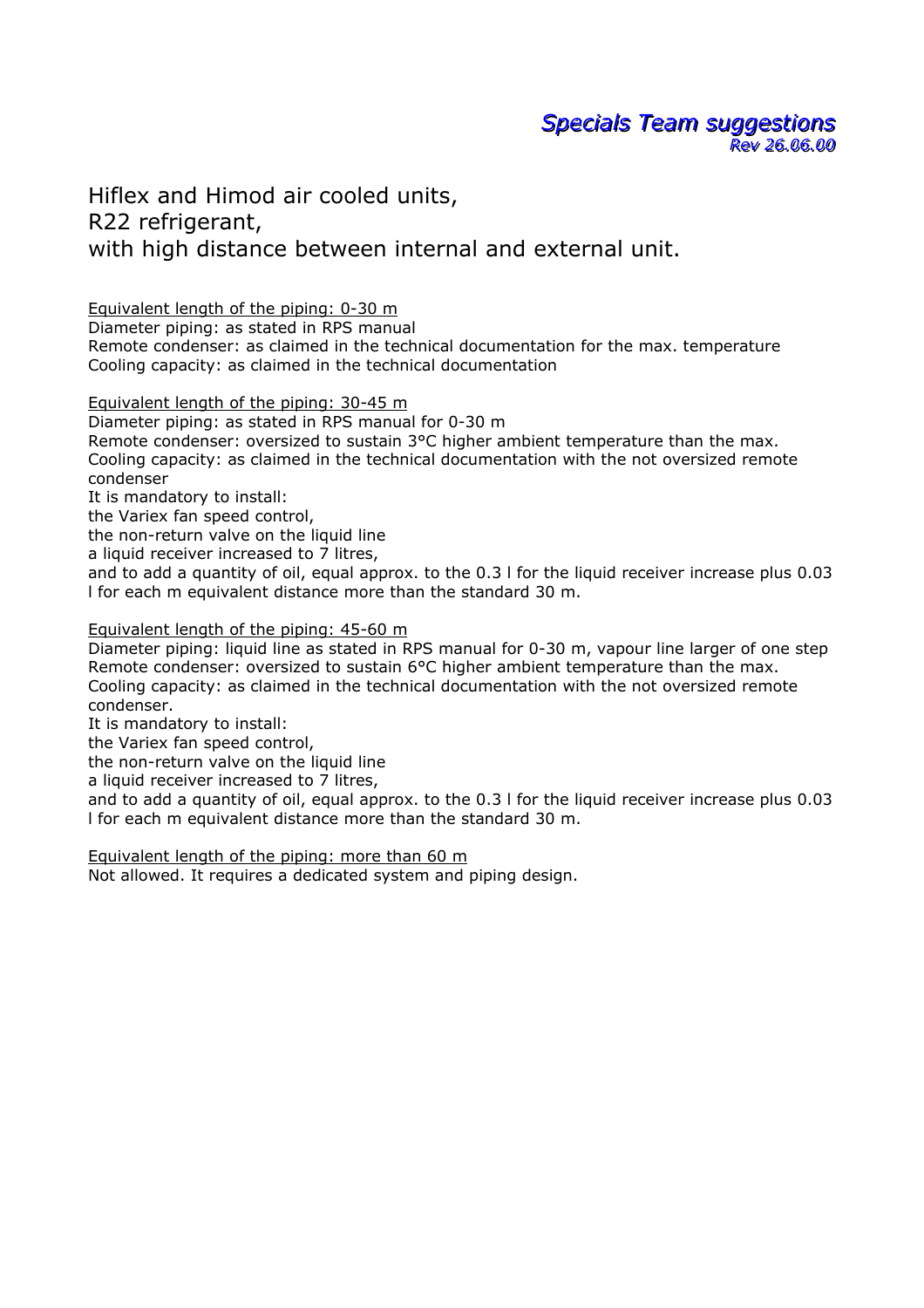***Specials Team suggestions***
***Rev 26.06.00***

# Hiflex and Himod air cooled units, R22 refrigerant, with high distance between internal and external unit.

<u>Equivalent length of the piping: 0-30 m</u>
Diameter piping: as stated in RPS manual
Remote condenser: as claimed in the technical documentation for the max. temperature
Cooling capacity: as claimed in the technical documentation

<u>Equivalent length of the piping: 30-45 m</u>
Diameter piping: as stated in RPS manual for 0-30 m
Remote condenser: oversized to sustain 3°C higher ambient temperature than the max.
Cooling capacity: as claimed in the technical documentation with the not oversized remote condenser
It is mandatory to install:
the Variex fan speed control,
the non-return valve on the liquid line
a liquid receiver increased to 7 litres,
and to add a quantity of oil, equal approx. to the 0.3 l for the liquid receiver increase plus 0.03 l for each m equivalent distance more than the standard 30 m.

<u>Equivalent length of the piping: 45-60 m</u>
Diameter piping: liquid line as stated in RPS manual for 0-30 m, vapour line larger of one step
Remote condenser: oversized to sustain 6°C higher ambient temperature than the max.
Cooling capacity: as claimed in the technical documentation with the not oversized remote condenser.
It is mandatory to install:
the Variex fan speed control,
the non-return valve on the liquid line
a liquid receiver increased to 7 litres,
and to add a quantity of oil, equal approx. to the 0.3 l for the liquid receiver increase plus 0.03 l for each m equivalent distance more than the standard 30 m.

<u>Equivalent length of the piping: more than 60 m</u>
Not allowed. It requires a dedicated system and piping design.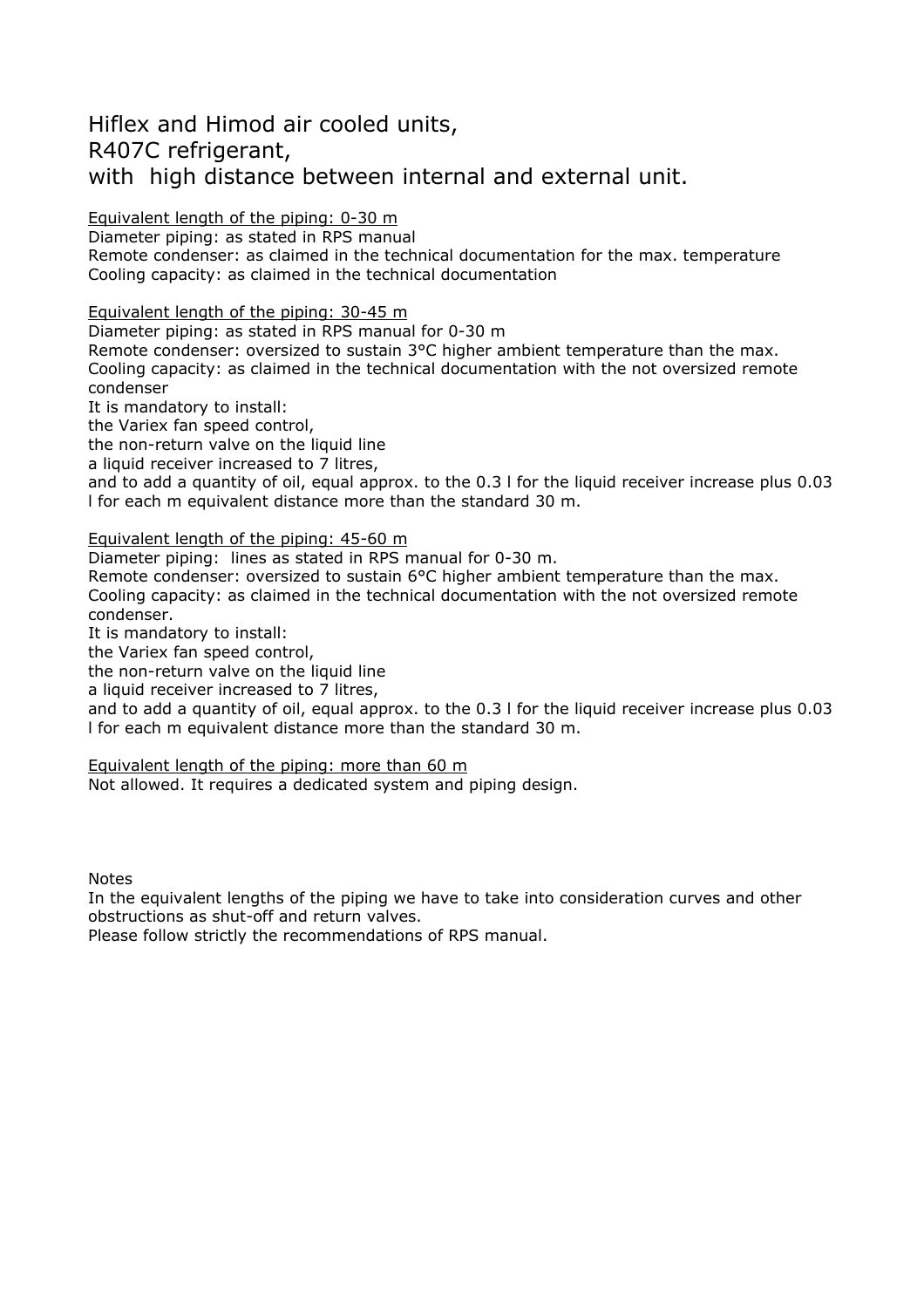# Hiflex and Himod air cooled units, R407C refrigerant, with high distance between internal and external unit.

<u>Equivalent length of the piping: 0-30 m</u>
Diameter piping: as stated in RPS manual
Remote condenser: as claimed in the technical documentation for the max. temperature
Cooling capacity: as claimed in the technical documentation

<u>Equivalent length of the piping: 30-45 m</u>
Diameter piping: as stated in RPS manual for 0-30 m
Remote condenser: oversized to sustain 3°C higher ambient temperature than the max.
Cooling capacity: as claimed in the technical documentation with the not oversized remote condenser
It is mandatory to install:
the Variex fan speed control,
the non-return valve on the liquid line
a liquid receiver increased to 7 litres,
and to add a quantity of oil, equal approx. to the 0.3 l for the liquid receiver increase plus 0.03 l for each m equivalent distance more than the standard 30 m.

<u>Equivalent length of the piping: 45-60 m</u>
Diameter piping: lines as stated in RPS manual for 0-30 m.
Remote condenser: oversized to sustain 6°C higher ambient temperature than the max.
Cooling capacity: as claimed in the technical documentation with the not oversized remote condenser.
It is mandatory to install:
the Variex fan speed control,
the non-return valve on the liquid line
a liquid receiver increased to 7 litres,
and to add a quantity of oil, equal approx. to the 0.3 l for the liquid receiver increase plus 0.03 l for each m equivalent distance more than the standard 30 m.

<u>Equivalent length of the piping: more than 60 m</u>
Not allowed. It requires a dedicated system and piping design.

Notes
In the equivalent lengths of the piping we have to take into consideration curves and other obstructions as shut-off and return valves.
Please follow strictly the recommendations of RPS manual.